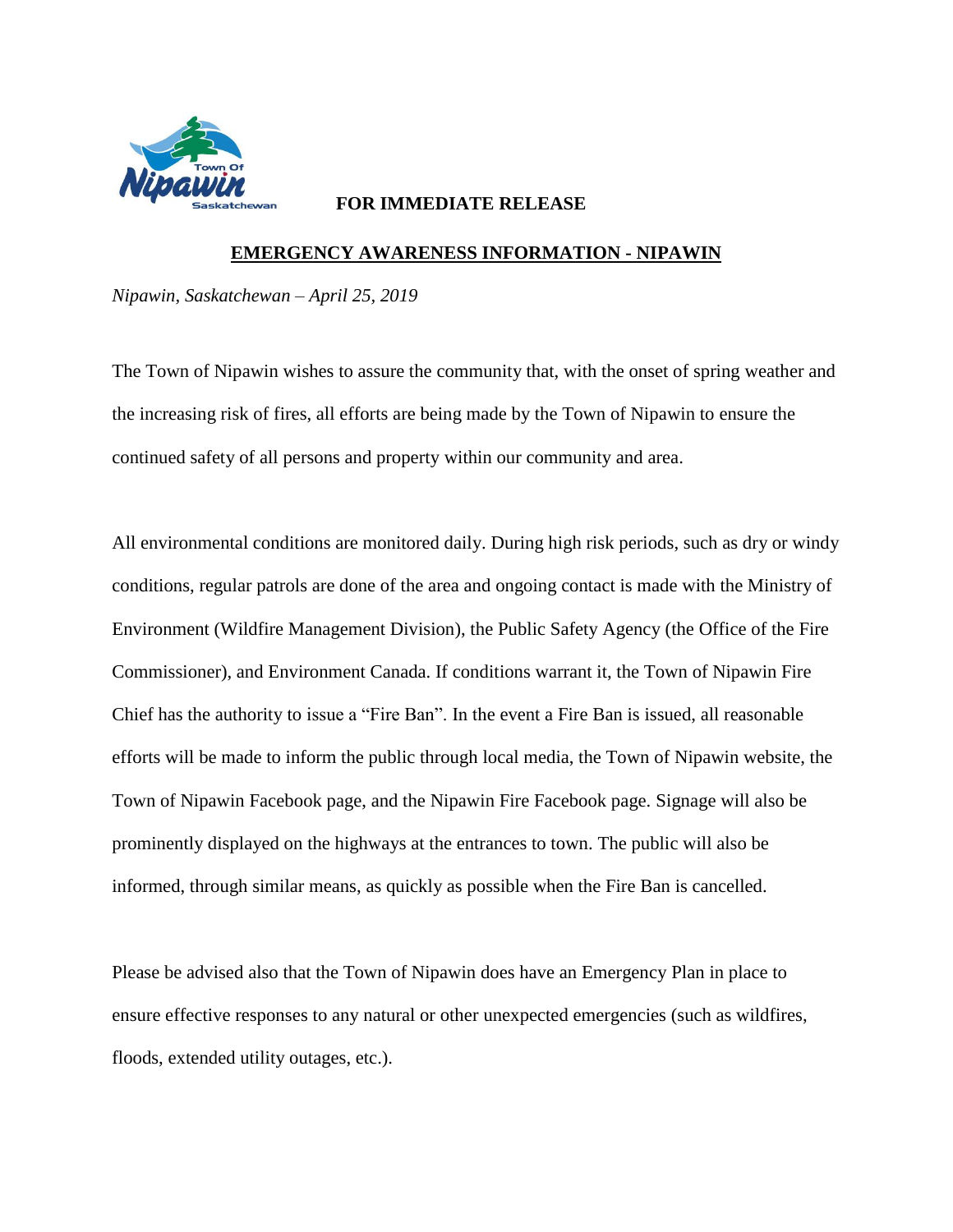**FOR IMMEDIATE RELEASE**

## EMERGENCY AWARENESS INFORMATION - NIPAWIN

*Nipawin, Saskatchewan – April 25, 2019*

The Town of Nipawin wishes to assure the community that, with the onset of spring weather and the increasing risk of fires, all efforts are being made by the Town of Nipawin to ensure the continued safety of all persons and property within our community and area.

All environmental conditions are monitored daily. During high risk periods, such as dry or windy conditions, regular patrols are done of the area and ongoing contact is made with the Ministry of Environment (Wildfire Management Division), the Public Safety Agency (the Office of the Fire Commissioner), and Environment Canada. If conditions warrant it, the Town of Nipawin Fire Chief has the authority to issue a "Fire Ban". In the event a Fire Ban is issued, all reasonable efforts will be made to inform the public through local media, the Town of Nipawin website, the Town of Nipawin Facebook page, and the Nipawin Fire Facebook page. Signage will also be prominently displayed on the highways at the entrances to town. The public will also be informed, through similar means, as quickly as possible when the Fire Ban is cancelled.

Please be advised also that the Town of Nipawin does have an Emergency Plan in place to ensure effective responses to any natural or other unexpected emergencies (such as wildfires, floods, extended utility outages, etc.).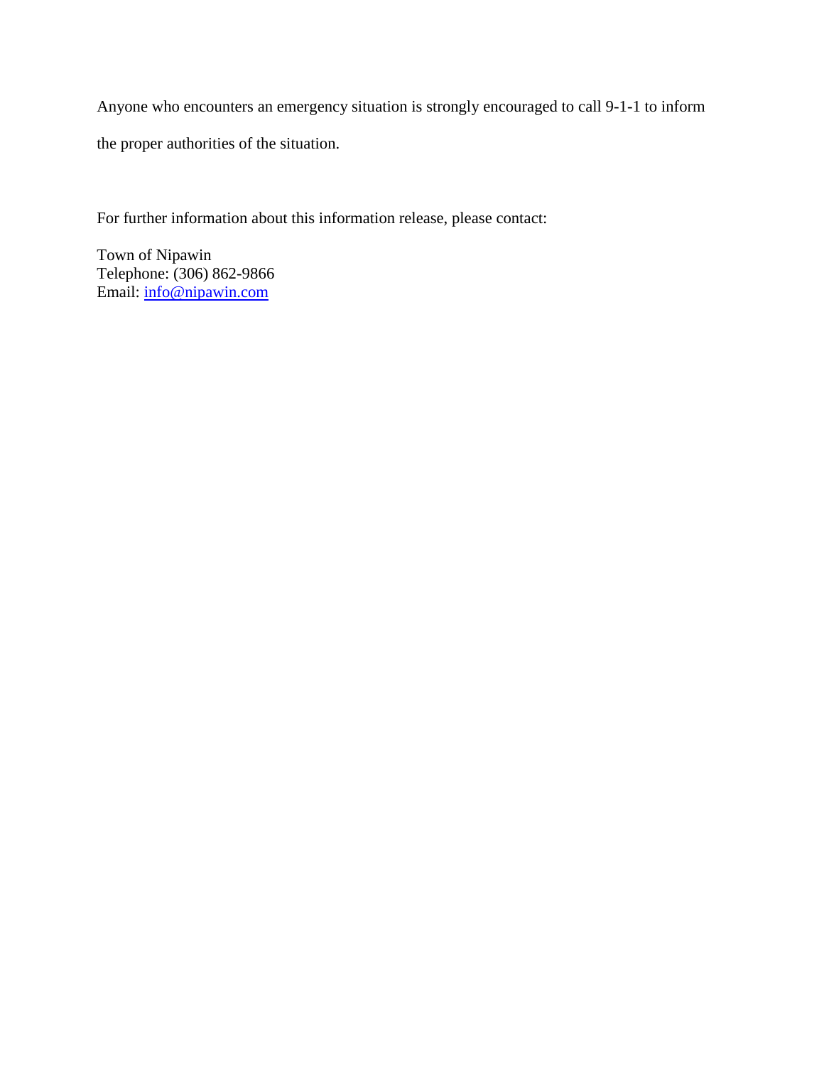Anyone who encounters an emergency situation is strongly encouraged to call 9-1-1 to inform the proper authorities of the situation.

For further information about this information release, please contact:

Town of Nipawin  
Telephone: (306) 862-9866  
Email: info@nipawin.com